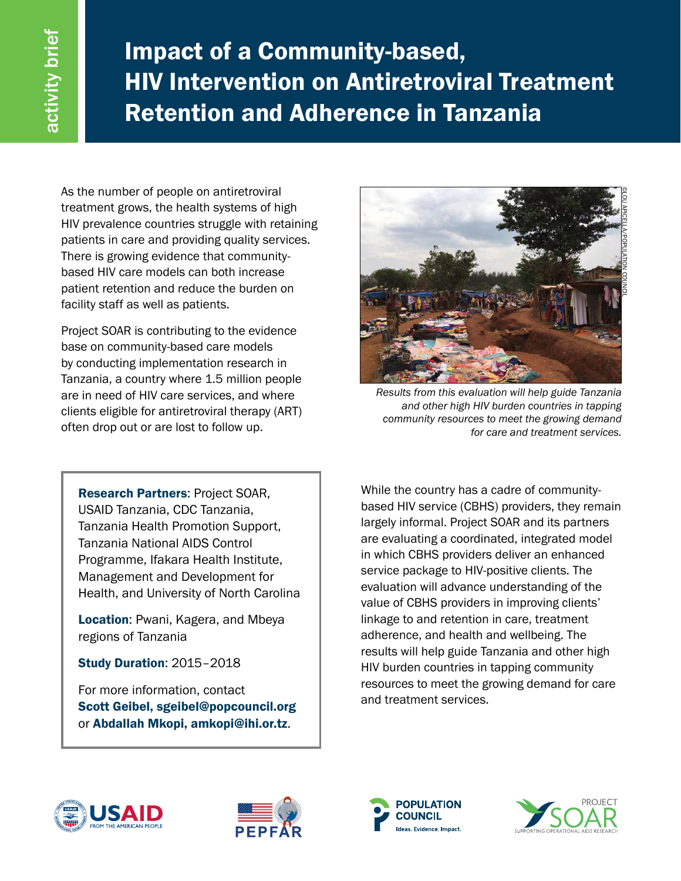activity brief

# Impact of a Community-based, HIV Intervention on Antiretroviral Treatment Retention and Adherence in Tanzania

As the number of people on antiretroviral treatment grows, the health systems of high HIV prevalence countries struggle with retaining patients in care and providing quality services. There is growing evidence that community-based HIV care models can both increase patient retention and reduce the burden on facility staff as well as patients.

Project SOAR is contributing to the evidence base on community-based care models by conducting implementation research in Tanzania, a country where 1.5 million people are in need of HIV care services, and where clients eligible for antiretroviral therapy (ART) often drop out or are lost to follow up.

©LOU APICELLA/POPULATION COUNCIL

*Results from this evaluation will help guide Tanzania and other high HIV burden countries in tapping community resources to meet the growing demand for care and treatment services.*

**Research Partners**: Project SOAR, USAID Tanzania, CDC Tanzania, Tanzania Health Promotion Support, Tanzania National AIDS Control Programme, Ifakara Health Institute, Management and Development for Health, and University of North Carolina

**Location**: Pwani, Kagera, and Mbeya regions of Tanzania

**Study Duration**: 2015–2018

For more information, contact **Scott Geibel, sgeibel@popcouncil.org** or **Abdallah Mkopi, amkopi@ihi.or.tz**.

While the country has a cadre of community-based HIV service (CBHS) providers, they remain largely informal. Project SOAR and its partners are evaluating a coordinated, integrated model in which CBHS providers deliver an enhanced service package to HIV-positive clients. The evaluation will advance understanding of the value of CBHS providers in improving clients' linkage to and retention in care, treatment adherence, and health and wellbeing. The results will help guide Tanzania and other high HIV burden countries in tapping community resources to meet the growing demand for care and treatment services.

USAID FROM THE AMERICAN PEOPLE | PEPFAR | POPULATION COUNCIL Ideas. Evidence. Impact. | PROJECT SOAR SUPPORTING OPERATIONAL AIDS RESEARCH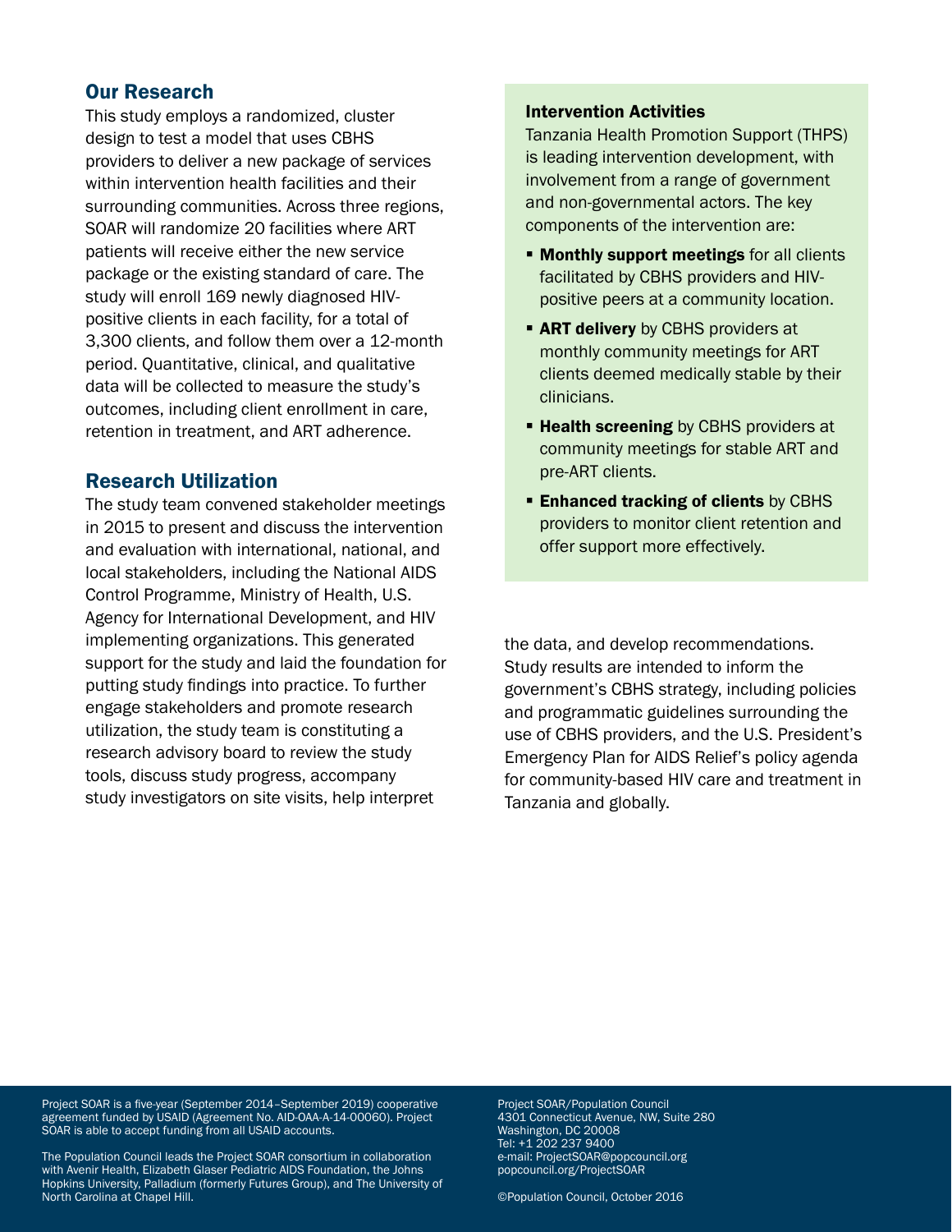## Our Research

This study employs a randomized, cluster design to test a model that uses CBHS providers to deliver a new package of services within intervention health facilities and their surrounding communities. Across three regions, SOAR will randomize 20 facilities where ART patients will receive either the new service package or the existing standard of care. The study will enroll 169 newly diagnosed HIV-positive clients in each facility, for a total of 3,300 clients, and follow them over a 12-month period. Quantitative, clinical, and qualitative data will be collected to measure the study's outcomes, including client enrollment in care, retention in treatment, and ART adherence.

## Research Utilization

The study team convened stakeholder meetings in 2015 to present and discuss the intervention and evaluation with international, national, and local stakeholders, including the National AIDS Control Programme, Ministry of Health, U.S. Agency for International Development, and HIV implementing organizations. This generated support for the study and laid the foundation for putting study findings into practice. To further engage stakeholders and promote research utilization, the study team is constituting a research advisory board to review the study tools, discuss study progress, accompany study investigators on site visits, help interpret the data, and develop recommendations. Study results are intended to inform the government's CBHS strategy, including policies and programmatic guidelines surrounding the use of CBHS providers, and the U.S. President's Emergency Plan for AIDS Relief's policy agenda for community-based HIV care and treatment in Tanzania and globally.

### Intervention Activities

Tanzania Health Promotion Support (THPS) is leading intervention development, with involvement from a range of government and non-governmental actors. The key components of the intervention are:

- **Monthly support meetings** for all clients facilitated by CBHS providers and HIV-positive peers at a community location.
- **ART delivery** by CBHS providers at monthly community meetings for ART clients deemed medically stable by their clinicians.
- **Health screening** by CBHS providers at community meetings for stable ART and pre-ART clients.
- **Enhanced tracking of clients** by CBHS providers to monitor client retention and offer support more effectively.

Project SOAR is a five-year (September 2014–September 2019) cooperative agreement funded by USAID (Agreement No. AID-OAA-A-14-00060). Project SOAR is able to accept funding from all USAID accounts.

The Population Council leads the Project SOAR consortium in collaboration with Avenir Health, Elizabeth Glaser Pediatric AIDS Foundation, the Johns Hopkins University, Palladium (formerly Futures Group), and The University of North Carolina at Chapel Hill.

Project SOAR/Population Council
4301 Connecticut Avenue, NW, Suite 280
Washington, DC 20008
Tel: +1 202 237 9400
e-mail: ProjectSOAR@popcouncil.org
popcouncil.org/ProjectSOAR

©Population Council, October 2016